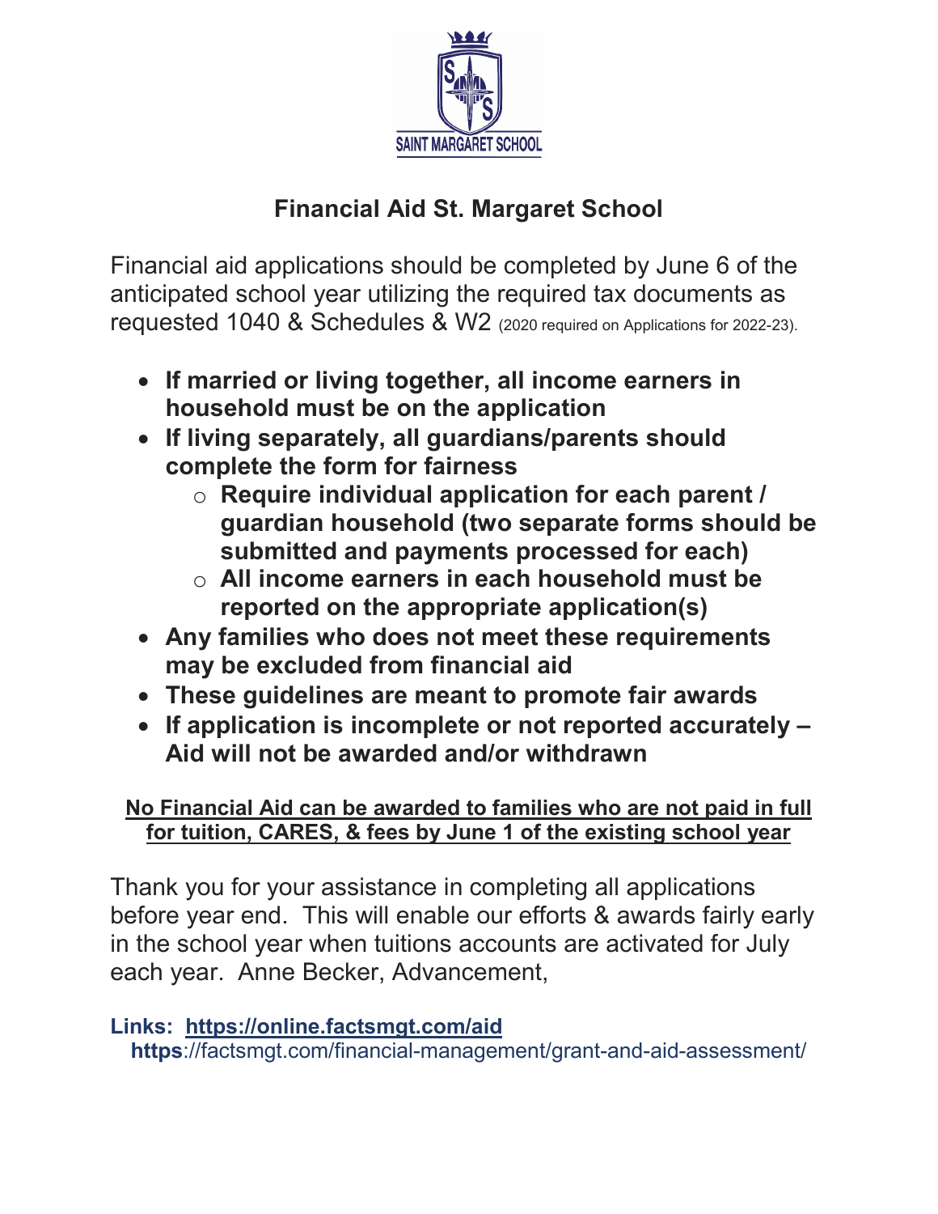SAINT MARGARET SCHOOL

# Financial Aid St. Margaret School

Financial aid applications should be completed by June 6 of the anticipated school year utilizing the required tax documents as requested 1040 & Schedules & W2 (2020 required on Applications for 2022-23).

- **If married or living together, all income earners in household must be on the application**
- **If living separately, all guardians/parents should complete the form for fairness**
  - **Require individual application for each parent / guardian household (two separate forms should be submitted and payments processed for each)**
  - **All income earners in each household must be reported on the appropriate application(s)**
- **Any families who does not meet these requirements may be excluded from financial aid**
- **These guidelines are meant to promote fair awards**
- **If application is incomplete or not reported accurately – Aid will not be awarded and/or withdrawn**

**No Financial Aid can be awarded to families who are not paid in full for tuition, CARES, & fees by June 1 of the existing school year**

Thank you for your assistance in completing all applications before year end. This will enable our efforts & awards fairly early in the school year when tuitions accounts are activated for July each year. Anne Becker, Advancement,

**Links: https://online.factsmgt.com/aid**
**https**://factsmgt.com/financial-management/grant-and-aid-assessment/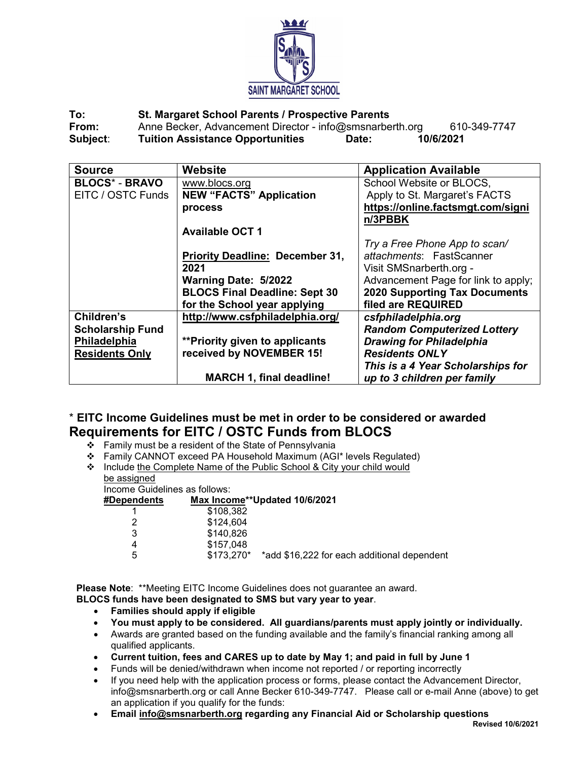**SAINT MARGARET SCHOOL**

| | | |
|---|---|---|
| **To:** | **St. Margaret School Parents / Prospective Parents** | |
| **From:** | Anne Becker, Advancement Director - info@smsnarberth.org | 610-349-7747 |
| **Subject:** | **Tuition Assistance Opportunities** | **Date: 10/6/2021** |

| **Source** | **Website** | **Application Available** |
|---|---|---|
| **BLOCS*** - **BRAVO** EITC / OSTC Funds | www.blocs.org **NEW "FACTS" Application process** **Available OCT 1** **Priority Deadline: December 31, 2021** **Warning Date: 5/2022** **BLOCS Final Deadline: Sept 30 for the School year applying** | School Website or BLOCS, Apply to St. Margaret's FACTS **https://online.factsmgt.com/signin/3PBBK** *Try a Free Phone App to scan/ attachments*: FastScanner Visit SMSnarberth.org - Advancement Page for link to apply; **2020 Supporting Tax Documents filed are REQUIRED** |
| **Children's Scholarship Fund** **Philadelphia Residents Only** | **http://www.csfphiladelphia.org/** **\*\*Priority given to applicants received by NOVEMBER 15!** **MARCH 1, final deadline!** | *csfphiladelphia.org* ***Random Computerized Lottery Drawing for Philadelphia Residents ONLY*** ***This is a 4 Year Scholarships for up to 3 children per family*** |

## * EITC Income Guidelines must be met in order to be considered or awarded

## Requirements for EITC / OSTC Funds from BLOCS

- Family must be a resident of the State of Pennsylvania
- Family CANNOT exceed PA Household Maximum (AGI* levels Regulated)
- Include the Complete Name of the Public School & City your child would be assigned

Income Guidelines as follows:

| **#Dependents** | **Max Income\*\*Updated 10/6/2021** | |
|---|---|---|
| 1 | $108,382 | |
| 2 | $124,604 | |
| 3 | $140,826 | |
| 4 | $157,048 | |
| 5 | $173,270* | *add $16,222 for each additional dependent |

**Please Note**: **Meeting EITC Income Guidelines does not guarantee an award.
**BLOCS funds have been designated to SMS but vary year to year**.

- **Families should apply if eligible**
- **You must apply to be considered. All guardians/parents must apply jointly or individually.**
- Awards are granted based on the funding available and the family's financial ranking among all qualified applicants.
- **Current tuition, fees and CARES up to date by May 1; and paid in full by June 1**
- Funds will be denied/withdrawn when income not reported / or reporting incorrectly
- If you need help with the application process or forms, please contact the Advancement Director, info@smsnarberth.org or call Anne Becker 610-349-7747. Please call or e-mail Anne (above) to get an application if you qualify for the funds:
- **Email info@smsnarberth.org regarding any Financial Aid or Scholarship questions**

**Revised 10/6/2021**